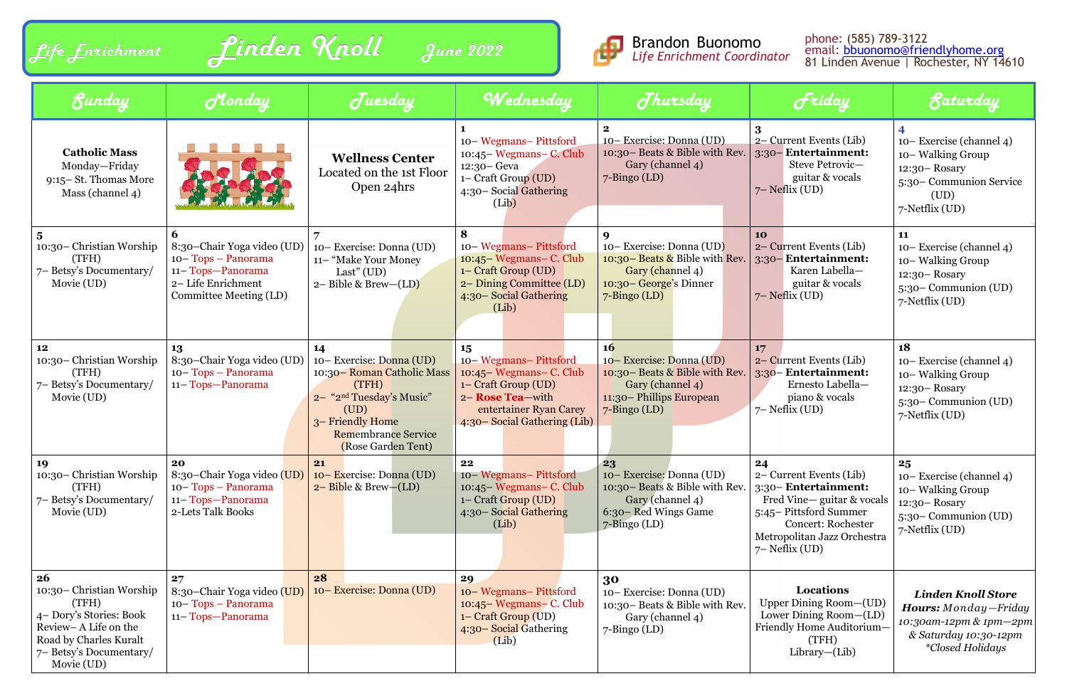# Life Enrichment Linden Knoll June 2022

**Brandon Buonomo**
*Life Enrichment Coordinator*

phone: (585) 789-3122
email: bbuonomo@friendlyhome.org
81 Linden Avenue | Rochester, NY 14610

| Sunday | Monday | Tuesday | Wednesday | Thursday | Friday | Saturday |
|---|---|---|---|---|---|---|
| **Catholic Mass** Monday—Friday 9:15– St. Thomas More Mass (channel 4) | | **Wellness Center** Located on the 1st Floor Open 24hrs | **1** 10– Wegmans– Pittsford 10:45– Wegmans– C. Club 12:30– Geva 1– Craft Group (UD) 4:30– Social Gathering (Lib) | **2** 10– Exercise: Donna (UD) 10:30– Beats & Bible with Rev. Gary (channel 4) 7-Bingo (LD) | **3** 2– Current Events (Lib) 3:30– **Entertainment:** Steve Petrovic—guitar & vocals 7– Neflix (UD) | **4** 10– Exercise (channel 4) 10– Walking Group 12:30– Rosary 5:30– Communion Service (UD) 7-Netflix (UD) |
| **5** 10:30– Christian Worship (TFH) 7– Betsy's Documentary/ Movie (UD) | **6** 8:30–Chair Yoga video (UD) 10– Tops – Panorama 11– Tops—Panorama 2– Life Enrichment Committee Meeting (LD) | **7** 10– Exercise: Donna (UD) 11– "Make Your Money Last" (UD) 2– Bible & Brew—(LD) | **8** 10– Wegmans– Pittsford 10:45– Wegmans– C. Club 1– Craft Group (UD) 2– Dining Committee (LD) 4:30– Social Gathering (Lib) | **9** 10– Exercise: Donna (UD) 10:30– Beats & Bible with Rev. Gary (channel 4) 10:30– George's Dinner 7-Bingo (LD) | **10** 2– Current Events (Lib) 3:30– **Entertainment:** Karen Labella—guitar & vocals 7– Neflix (UD) | **11** 10– Exercise (channel 4) 10– Walking Group 12:30– Rosary 5:30– Communion (UD) 7-Netflix (UD) |
| **12** 10:30– Christian Worship (TFH) 7– Betsy's Documentary/ Movie (UD) | **13** 8:30–Chair Yoga video (UD) 10– Tops – Panorama 11– Tops—Panorama | **14** 10– Exercise: Donna (UD) 10:30– Roman Catholic Mass (TFH) 2– "2nd Tuesday's Music" (UD) 3– Friendly Home Remembrance Service (Rose Garden Tent) | **15** 10– Wegmans– Pittsford 10:45– Wegmans– C. Club 1– Craft Group (UD) 2– **Rose Tea**—with entertainer Ryan Carey 4:30– Social Gathering (Lib) | **16** 10– Exercise: Donna (UD) 10:30– Beats & Bible with Rev. Gary (channel 4) 11:30– Phillips European 7-Bingo (LD) | **17** 2– Current Events (Lib) 3:30– **Entertainment:** Ernesto Labella—piano & vocals 7– Neflix (UD) | **18** 10– Exercise (channel 4) 10– Walking Group 12:30– Rosary 5:30– Communion (UD) 7-Netflix (UD) |
| **19** 10:30– Christian Worship (TFH) 7– Betsy's Documentary/ Movie (UD) | **20** 8:30–Chair Yoga video (UD) 10– Tops – Panorama 11– Tops—Panorama 2-Lets Talk Books | **21** 10– Exercise: Donna (UD) 2– Bible & Brew—(LD) | **22** 10– Wegmans– Pittsford 10:45– Wegmans– C. Club 1– Craft Group (UD) 4:30– Social Gathering (Lib) | **23** 10– Exercise: Donna (UD) 10:30– Beats & Bible with Rev. Gary (channel 4) 6:30– Red Wings Game 7-Bingo (LD) | **24** 2– Current Events (Lib) 3:30– **Entertainment:** Fred Vine— guitar & vocals 5:45– Pittsford Summer Concert: Rochester Metropolitan Jazz Orchestra 7– Neflix (UD) | **25** 10– Exercise (channel 4) 10– Walking Group 12:30– Rosary 5:30– Communion (UD) 7-Netflix (UD) |
| **26** 10:30– Christian Worship (TFH) 4– Dory's Stories: Book Review– A Life on the Road by Charles Kuralt 7– Betsy's Documentary/ Movie (UD) | **27** 8:30–Chair Yoga video (UD) 10– Tops – Panorama 11– Tops—Panorama | **28** 10– Exercise: Donna (UD) | **29** 10– Wegmans– Pittsford 10:45– Wegmans– C. Club 1– Craft Group (UD) 4:30– Social Gathering (Lib) | **30** 10– Exercise: Donna (UD) 10:30– Beats & Bible with Rev. Gary (channel 4) 7-Bingo (LD) | **Locations** Upper Dining Room—(UD) Lower Dining Room—(LD) Friendly Home Auditorium—(TFH) Library—(Lib) | ***Linden Knoll Store Hours:*** *Monday—Friday 10:30am-12pm & 1pm—2pm & Saturday 10:30-12pm \*Closed Holidays* |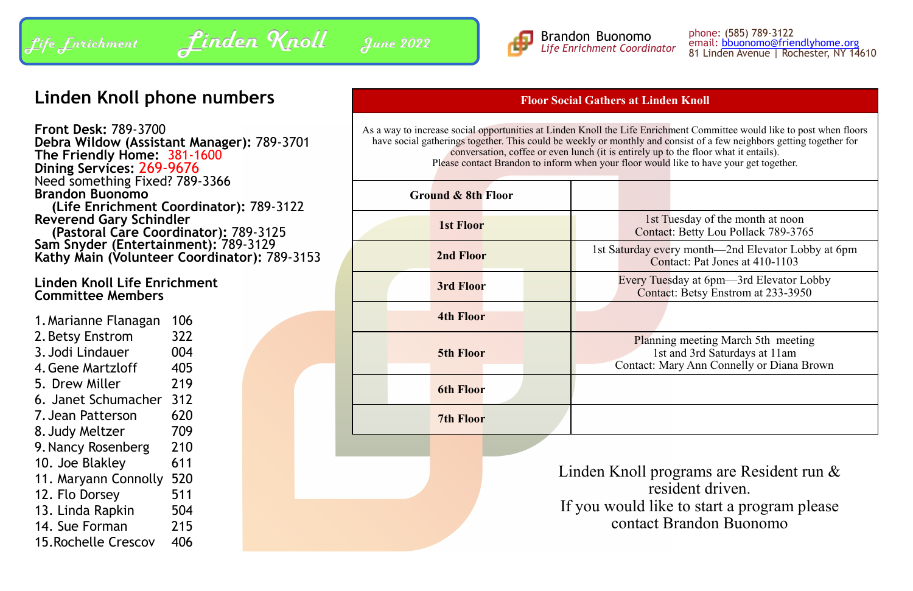Life Enrichment **Linden Knoll** June 2022

Brandon Buonomo
*Life Enrichment Coordinator*
phone: (585) 789-3122
email: bbuonomo@friendlyhome.org
81 Linden Avenue | Rochester, NY 14610

## Linden Knoll phone numbers

**Front Desk:** 789-3700
**Debra Wildow (Assistant Manager):** 789-3701
**The Friendly Home:** 381-1600
**Dining Services:** 269-9676
Need something Fixed? 789-3366
**Brandon Buonomo (Life Enrichment Coordinator):** 789-3122
**Reverend Gary Schindler (Pastoral Care Coordinator):** 789-3125
**Sam Snyder (Entertainment):** 789-3129
**Kathy Main (Volunteer Coordinator):** 789-3153

### Linden Knoll Life Enrichment Committee Members

1. Marianne Flanagan 106
2. Betsy Enstrom 322
3. Jodi Lindauer 004
4. Gene Martzloff 405
5. Drew Miller 219
6. Janet Schumacher 312
7. Jean Patterson 620
8. Judy Meltzer 709
9. Nancy Rosenberg 210
10. Joe Blakley 611
11. Maryann Connolly 520
12. Flo Dorsey 511
13. Linda Rapkin 504
14. Sue Forman 215
15. Rochelle Crescov 406

## Floor Social Gathers at Linden Knoll

As a way to increase social opportunities at Linden Knoll the Life Enrichment Committee would like to post when floors have social gatherings together. This could be weekly or monthly and consist of a few neighbors getting together for conversation, coffee or even lunch (it is entirely up to the floor what it entails).
Please contact Brandon to inform when your floor would like to have your get together.

| | |
|---|---|
| **Ground & 8th Floor** | |
| **1st Floor** | 1st Tuesday of the month at noon<br>Contact: Betty Lou Pollack 789-3765 |
| **2nd Floor** | 1st Saturday every month—2nd Elevator Lobby at 6pm<br>Contact: Pat Jones at 410-1103 |
| **3rd Floor** | Every Tuesday at 6pm—3rd Elevator Lobby<br>Contact: Betsy Enstrom at 233-3950 |
| **4th Floor** | |
| **5th Floor** | Planning meeting March 5th meeting<br>1st and 3rd Saturdays at 11am<br>Contact: Mary Ann Connelly or Diana Brown |
| **6th Floor** | |
| **7th Floor** | |

Linden Knoll programs are Resident run & resident driven.
If you would like to start a program please contact Brandon Buonomo